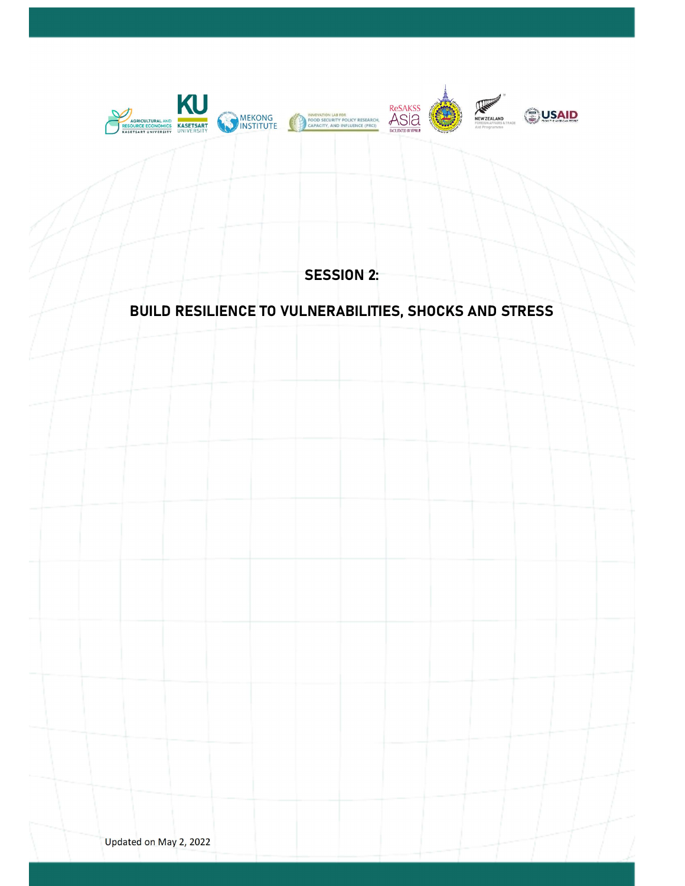# SESSION 2:

# BUILD RESILIENCE TO VULNERABILITIES, SHOCKS AND STRESS

Updated on May 2, 2022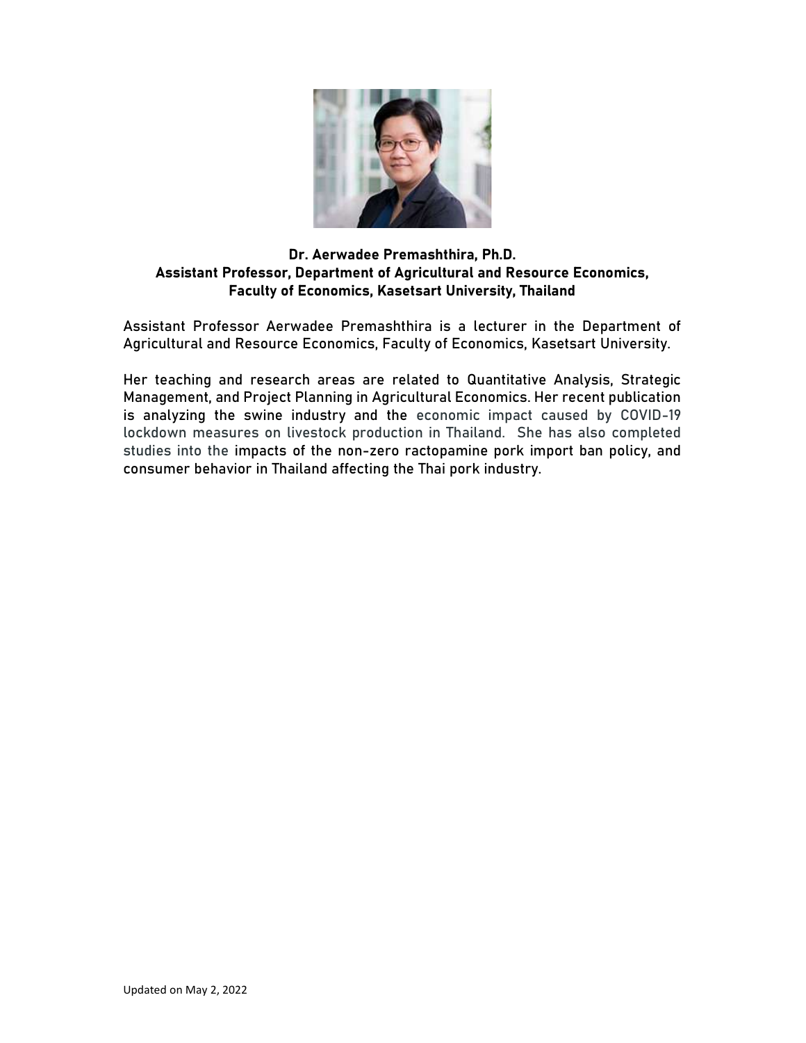**Dr. Aerwadee Premashthira, Ph.D.**
**Assistant Professor, Department of Agricultural and Resource Economics,**
**Faculty of Economics, Kasetsart University, Thailand**

Assistant Professor Aerwadee Premashthira is a lecturer in the Department of Agricultural and Resource Economics, Faculty of Economics, Kasetsart University.

Her teaching and research areas are related to Quantitative Analysis, Strategic Management, and Project Planning in Agricultural Economics. Her recent publication is analyzing the swine industry and the economic impact caused by COVID-19 lockdown measures on livestock production in Thailand. She has also completed studies into the impacts of the non-zero ractopamine pork import ban policy, and consumer behavior in Thailand affecting the Thai pork industry.

Updated on May 2, 2022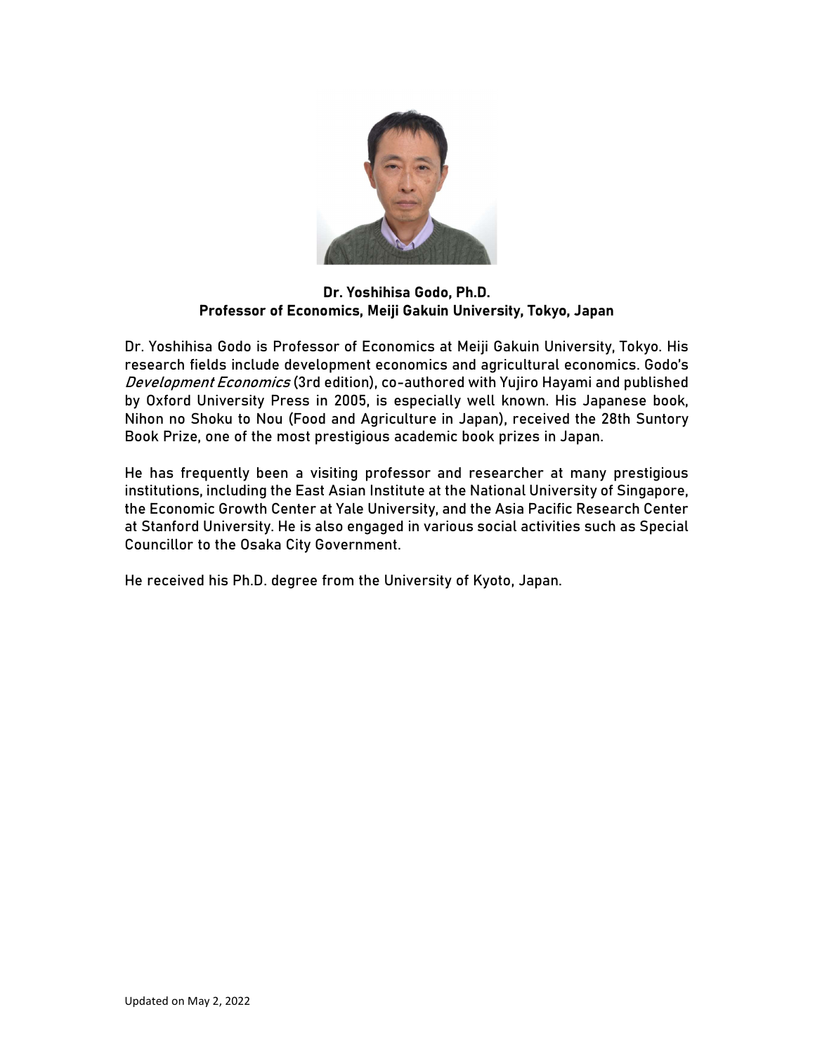**Dr. Yoshihisa Godo, Ph.D.**
**Professor of Economics, Meiji Gakuin University, Tokyo, Japan**

Dr. Yoshihisa Godo is Professor of Economics at Meiji Gakuin University, Tokyo. His research fields include development economics and agricultural economics. Godo's *Development Economics* (3rd edition), co-authored with Yujiro Hayami and published by Oxford University Press in 2005, is especially well known. His Japanese book, Nihon no Shoku to Nou (Food and Agriculture in Japan), received the 28th Suntory Book Prize, one of the most prestigious academic book prizes in Japan.

He has frequently been a visiting professor and researcher at many prestigious institutions, including the East Asian Institute at the National University of Singapore, the Economic Growth Center at Yale University, and the Asia Pacific Research Center at Stanford University. He is also engaged in various social activities such as Special Councillor to the Osaka City Government.

He received his Ph.D. degree from the University of Kyoto, Japan.

Updated on May 2, 2022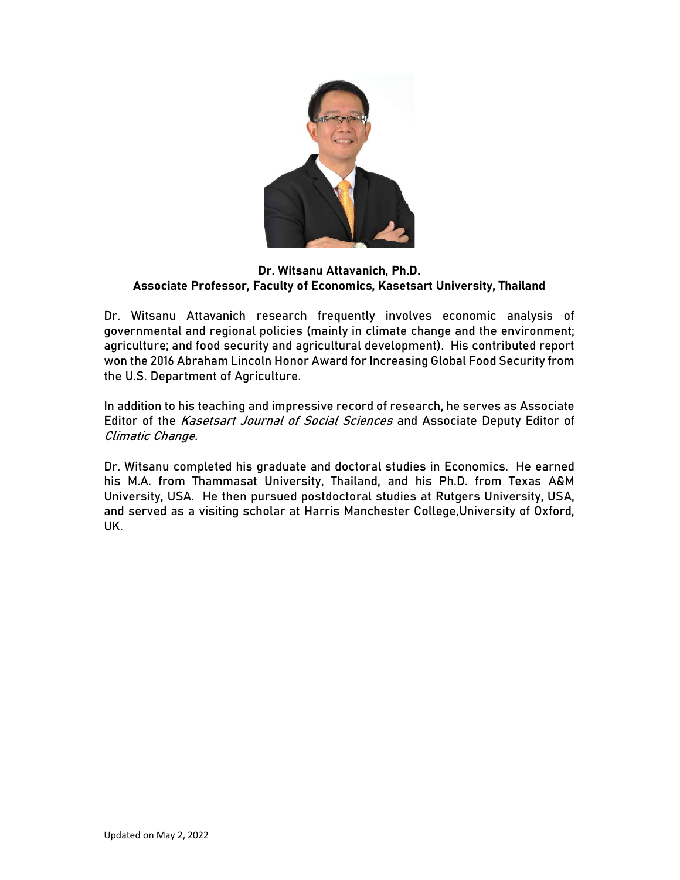**Dr. Witsanu Attavanich, Ph.D.**
**Associate Professor, Faculty of Economics, Kasetsart University, Thailand**

Dr. Witsanu Attavanich research frequently involves economic analysis of governmental and regional policies (mainly in climate change and the environment; agriculture; and food security and agricultural development). His contributed report won the 2016 Abraham Lincoln Honor Award for Increasing Global Food Security from the U.S. Department of Agriculture.

In addition to his teaching and impressive record of research, he serves as Associate Editor of the *Kasetsart Journal of Social Sciences* and Associate Deputy Editor of *Climatic Change*.

Dr. Witsanu completed his graduate and doctoral studies in Economics. He earned his M.A. from Thammasat University, Thailand, and his Ph.D. from Texas A&M University, USA. He then pursued postdoctoral studies at Rutgers University, USA, and served as a visiting scholar at Harris Manchester College,University of Oxford, UK.

Updated on May 2, 2022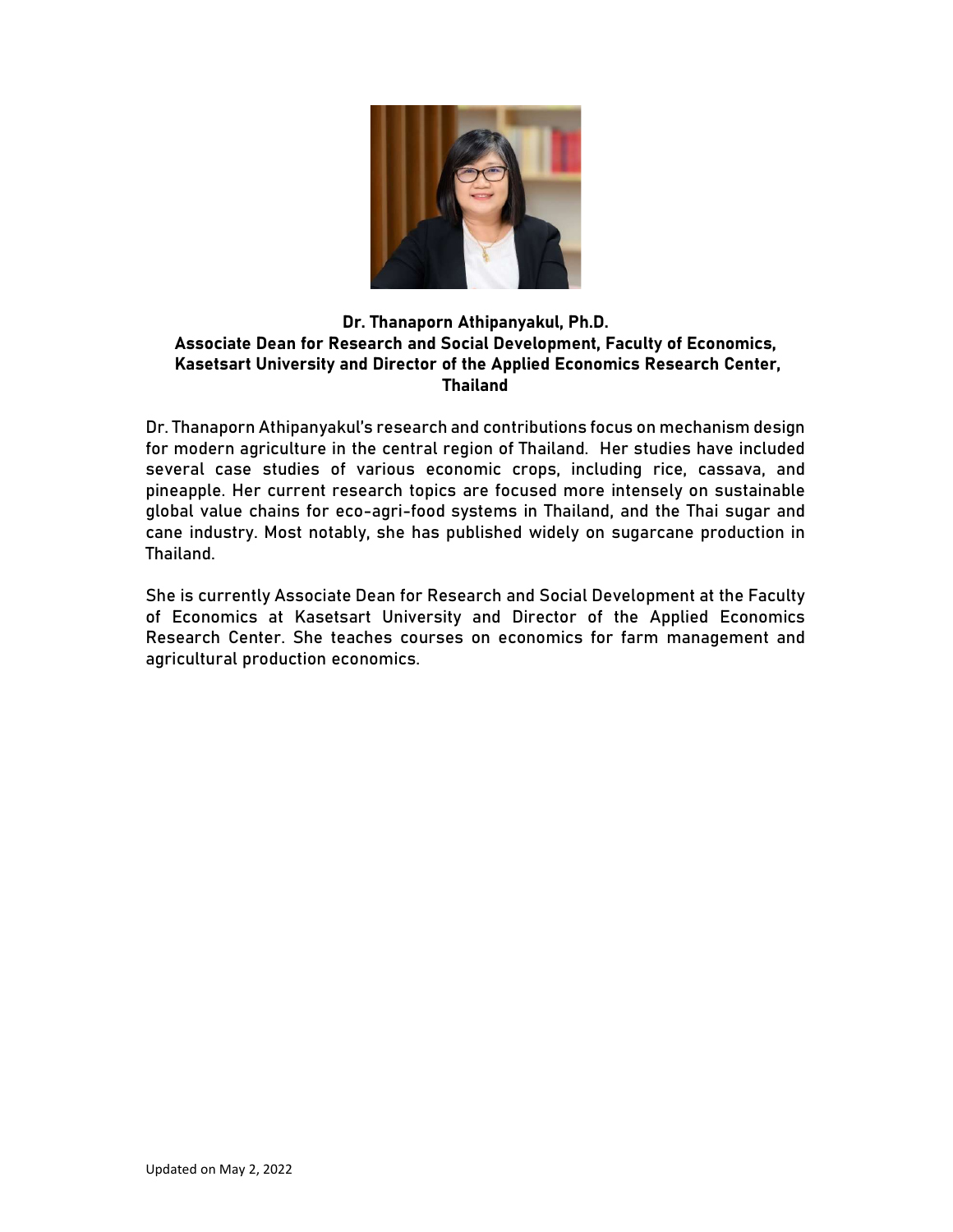**Dr. Thanaporn Athipanyakul, Ph.D.**
**Associate Dean for Research and Social Development, Faculty of Economics, Kasetsart University and Director of the Applied Economics Research Center, Thailand**

Dr. Thanaporn Athipanyakul's research and contributions focus on mechanism design for modern agriculture in the central region of Thailand. Her studies have included several case studies of various economic crops, including rice, cassava, and pineapple. Her current research topics are focused more intensely on sustainable global value chains for eco-agri-food systems in Thailand, and the Thai sugar and cane industry. Most notably, she has published widely on sugarcane production in Thailand.

She is currently Associate Dean for Research and Social Development at the Faculty of Economics at Kasetsart University and Director of the Applied Economics Research Center. She teaches courses on economics for farm management and agricultural production economics.

Updated on May 2, 2022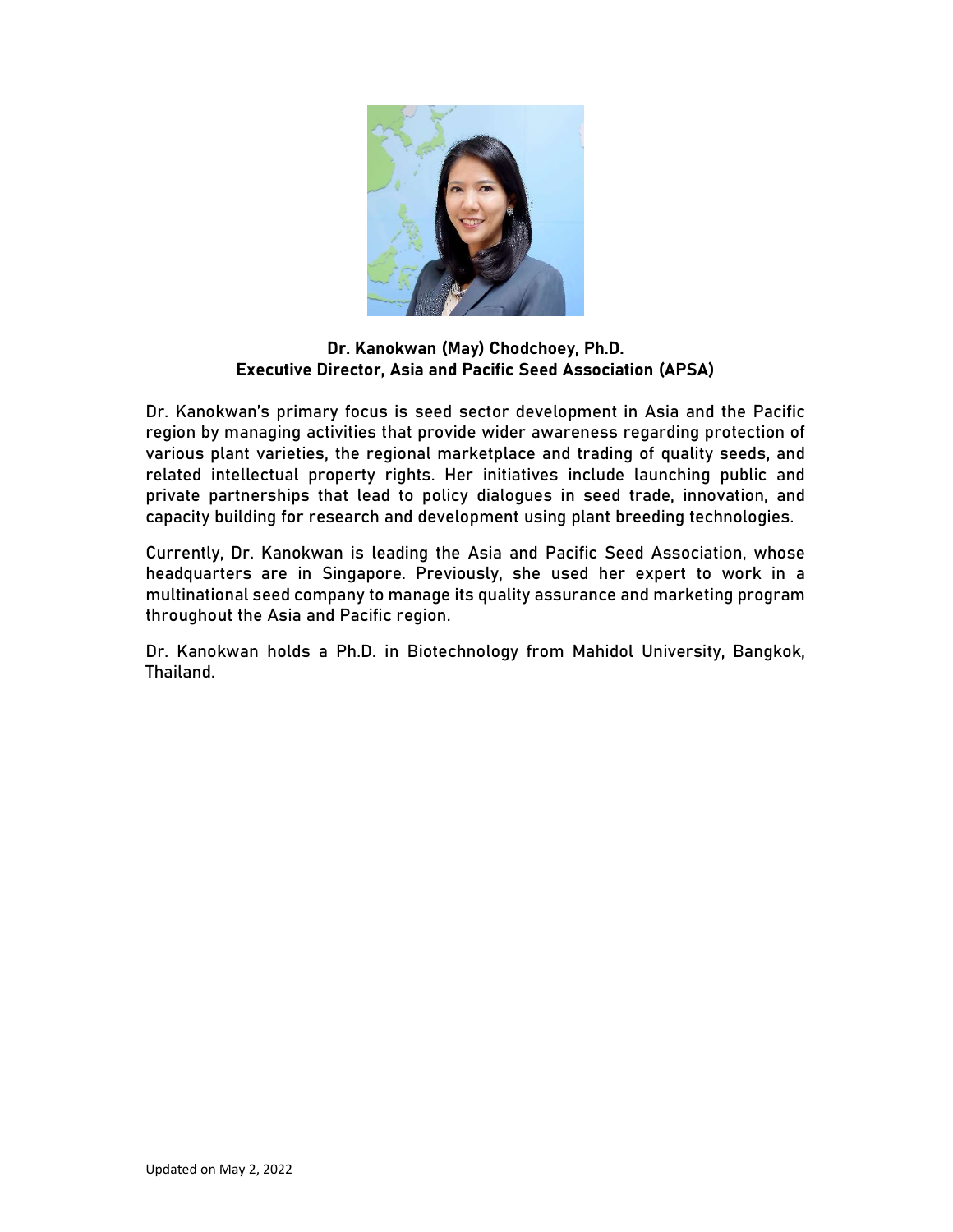**Dr. Kanokwan (May) Chodchoey, Ph.D.**
**Executive Director, Asia and Pacific Seed Association (APSA)**

Dr. Kanokwan's primary focus is seed sector development in Asia and the Pacific region by managing activities that provide wider awareness regarding protection of various plant varieties, the regional marketplace and trading of quality seeds, and related intellectual property rights. Her initiatives include launching public and private partnerships that lead to policy dialogues in seed trade, innovation, and capacity building for research and development using plant breeding technologies.

Currently, Dr. Kanokwan is leading the Asia and Pacific Seed Association, whose headquarters are in Singapore. Previously, she used her expert to work in a multinational seed company to manage its quality assurance and marketing program throughout the Asia and Pacific region.

Dr. Kanokwan holds a Ph.D. in Biotechnology from Mahidol University, Bangkok, Thailand.

Updated on May 2, 2022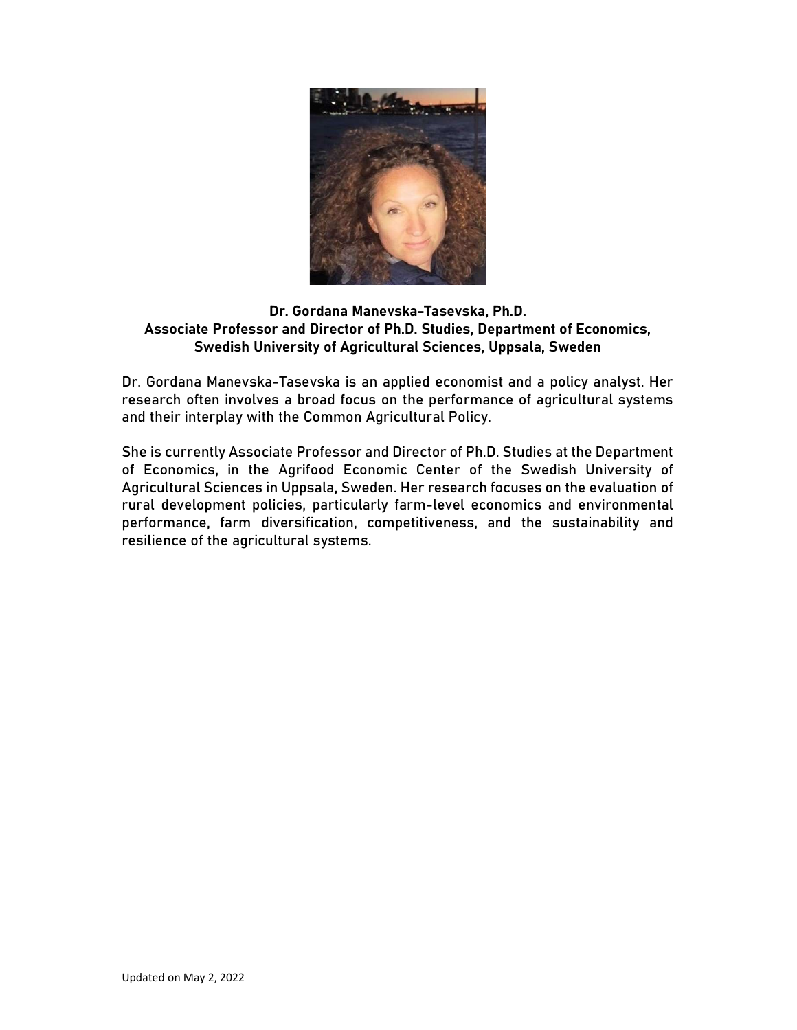**Dr. Gordana Manevska-Tasevska, Ph.D.**
**Associate Professor and Director of Ph.D. Studies, Department of Economics, Swedish University of Agricultural Sciences, Uppsala, Sweden**

Dr. Gordana Manevska-Tasevska is an applied economist and a policy analyst. Her research often involves a broad focus on the performance of agricultural systems and their interplay with the Common Agricultural Policy.

She is currently Associate Professor and Director of Ph.D. Studies at the Department of Economics, in the Agrifood Economic Center of the Swedish University of Agricultural Sciences in Uppsala, Sweden. Her research focuses on the evaluation of rural development policies, particularly farm-level economics and environmental performance, farm diversification, competitiveness, and the sustainability and resilience of the agricultural systems.

Updated on May 2, 2022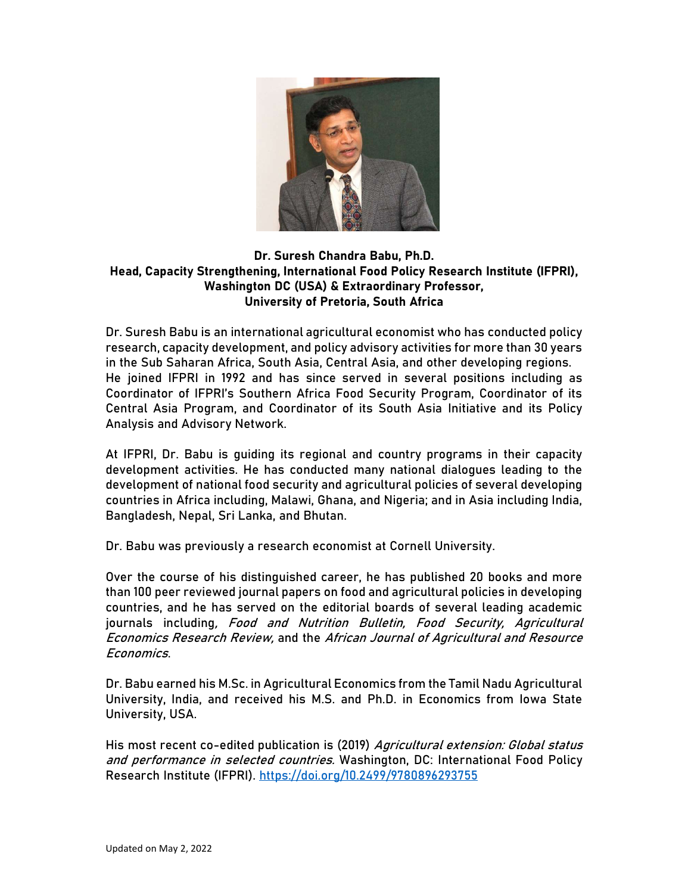**Dr. Suresh Chandra Babu, Ph.D.**
**Head, Capacity Strengthening, International Food Policy Research Institute (IFPRI), Washington DC (USA) & Extraordinary Professor, University of Pretoria, South Africa**

Dr. Suresh Babu is an international agricultural economist who has conducted policy research, capacity development, and policy advisory activities for more than 30 years in the Sub Saharan Africa, South Asia, Central Asia, and other developing regions. He joined IFPRI in 1992 and has since served in several positions including as Coordinator of IFPRI's Southern Africa Food Security Program, Coordinator of its Central Asia Program, and Coordinator of its South Asia Initiative and its Policy Analysis and Advisory Network.

At IFPRI, Dr. Babu is guiding its regional and country programs in their capacity development activities. He has conducted many national dialogues leading to the development of national food security and agricultural policies of several developing countries in Africa including, Malawi, Ghana, and Nigeria; and in Asia including India, Bangladesh, Nepal, Sri Lanka, and Bhutan.

Dr. Babu was previously a research economist at Cornell University.

Over the course of his distinguished career, he has published 20 books and more than 100 peer reviewed journal papers on food and agricultural policies in developing countries, and he has served on the editorial boards of several leading academic journals including*, Food and Nutrition Bulletin, Food Security, Agricultural Economics Research Review,* and the *African Journal of Agricultural and Resource Economics*.

Dr. Babu earned his M.Sc. in Agricultural Economics from the Tamil Nadu Agricultural University, India, and received his M.S. and Ph.D. in Economics from Iowa State University, USA.

His most recent co-edited publication is (2019) *Agricultural extension: Global status and performance in selected countries.* Washington, DC: International Food Policy Research Institute (IFPRI). https://doi.org/10.2499/9780896293755

Updated on May 2, 2022